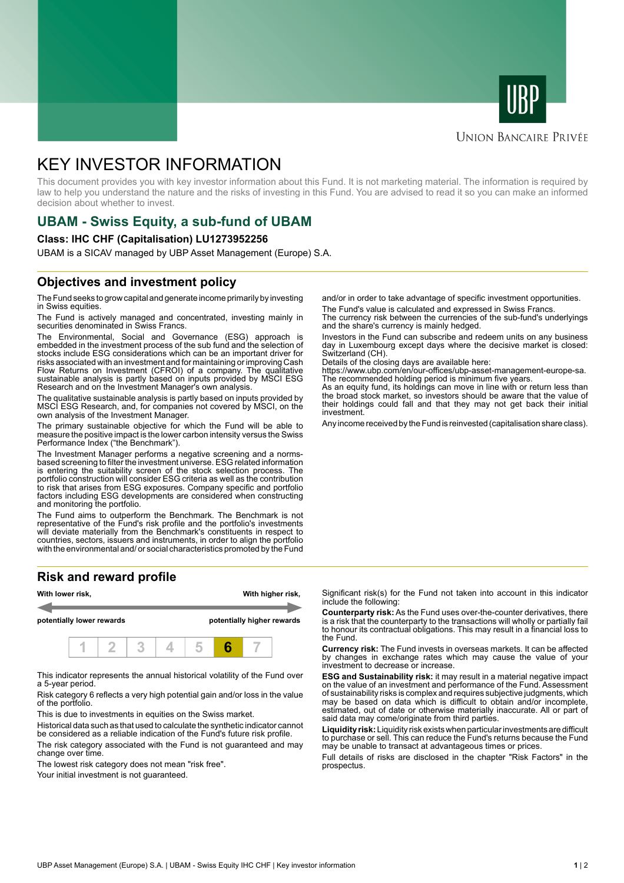UNION BANCAIRE PRIVÉE

# KEY INVESTOR INFORMATION

This document provides you with key investor information about this Fund. It is not marketing material. The information is required by law to help you understand the nature and the risks of investing in this Fund. You are advised to read it so you can make an informed decision about whether to invest.

## UBAM - Swiss Equity, a sub-fund of UBAM

**Class: IHC CHF (Capitalisation) LU1273952256**

UBAM is a SICAV managed by UBP Asset Management (Europe) S.A.

## Objectives and investment policy

The Fund seeks to grow capital and generate income primarily by investing in Swiss equities.

The Fund is actively managed and concentrated, investing mainly in securities denominated in Swiss Francs.

The Environmental, Social and Governance (ESG) approach is embedded in the investment process of the sub fund and the selection of stocks include ESG considerations which can be an important driver for risks associated with an investment and for maintaining or improving Cash Flow Returns on Investment (CFROI) of a company. The qualitative sustainable analysis is partly based on inputs provided by MSCI ESG Research and on the Investment Manager's own analysis.

The qualitative sustainable analysis is partly based on inputs provided by MSCI ESG Research, and, for companies not covered by MSCI, on the own analysis of the Investment Manager.

The primary sustainable objective for which the Fund will be able to measure the positive impact is the lower carbon intensity versus the Swiss Performance Index ("the Benchmark").

The Investment Manager performs a negative screening and a norms-based screening to filter the investment universe. ESG related information is entering the suitability screen of the stock selection process. The portfolio construction will consider ESG criteria as well as the contribution to risk that arises from ESG exposures. Company specific and portfolio factors including ESG developments are considered when constructing and monitoring the portfolio.

The Fund aims to outperform the Benchmark. The Benchmark is not representative of the Fund's risk profile and the portfolio's investments will deviate materially from the Benchmark's constituents in respect to countries, sectors, issuers and instruments, in order to align the portfolio with the environmental and/ or social characteristics promoted by the Fund and/or in order to take advantage of specific investment opportunities.

The Fund's value is calculated and expressed in Swiss Francs.

The currency risk between the currencies of the sub-fund's underlyings and the share's currency is mainly hedged.

Investors in the Fund can subscribe and redeem units on any business day in Luxembourg except days where the decisive market is closed: Switzerland (CH).

Details of the closing days are available here:
https://www.ubp.com/en/our-offices/ubp-asset-management-europe-sa.

The recommended holding period is minimum five years.

As an equity fund, its holdings can move in line with or return less than the broad stock market, so investors should be aware that the value of their holdings could fall and that they may not get back their initial investment.

Any income received by the Fund is reinvested (capitalisation share class).

## Risk and reward profile

**With lower risk,** **potentially lower rewards** — **With higher risk,** **potentially higher rewards**

| 1 | 2 | 3 | 4 | 5 | **6** | 7 |
|---|---|---|---|---|---|---|

This indicator represents the annual historical volatility of the Fund over a 5-year period.

Risk category 6 reflects a very high potential gain and/or loss in the value of the portfolio.

This is due to investments in equities on the Swiss market.

Historical data such as that used to calculate the synthetic indicator cannot be considered as a reliable indication of the Fund's future risk profile.

The risk category associated with the Fund is not guaranteed and may change over time.

The lowest risk category does not mean "risk free".

Your initial investment is not guaranteed.

Significant risk(s) for the Fund not taken into account in this indicator include the following:

**Counterparty risk:** As the Fund uses over-the-counter derivatives, there is a risk that the counterparty to the transactions will wholly or partially fail to honour its contractual obligations. This may result in a financial loss to the Fund.

**Currency risk:** The Fund invests in overseas markets. It can be affected by changes in exchange rates which may cause the value of your investment to decrease or increase.

**ESG and Sustainability risk:** it may result in a material negative impact on the value of an investment and performance of the Fund. Assessment of sustainability risks is complex and requires subjective judgments, which may be based on data which is difficult to obtain and/or incomplete, estimated, out of date or otherwise materially inaccurate. All or part of said data may come/originate from third parties.

**Liquidity risk:** Liquidity risk exists when particular investments are difficult to purchase or sell. This can reduce the Fund's returns because the Fund may be unable to transact at advantageous times or prices.

Full details of risks are disclosed in the chapter "Risk Factors" in the prospectus.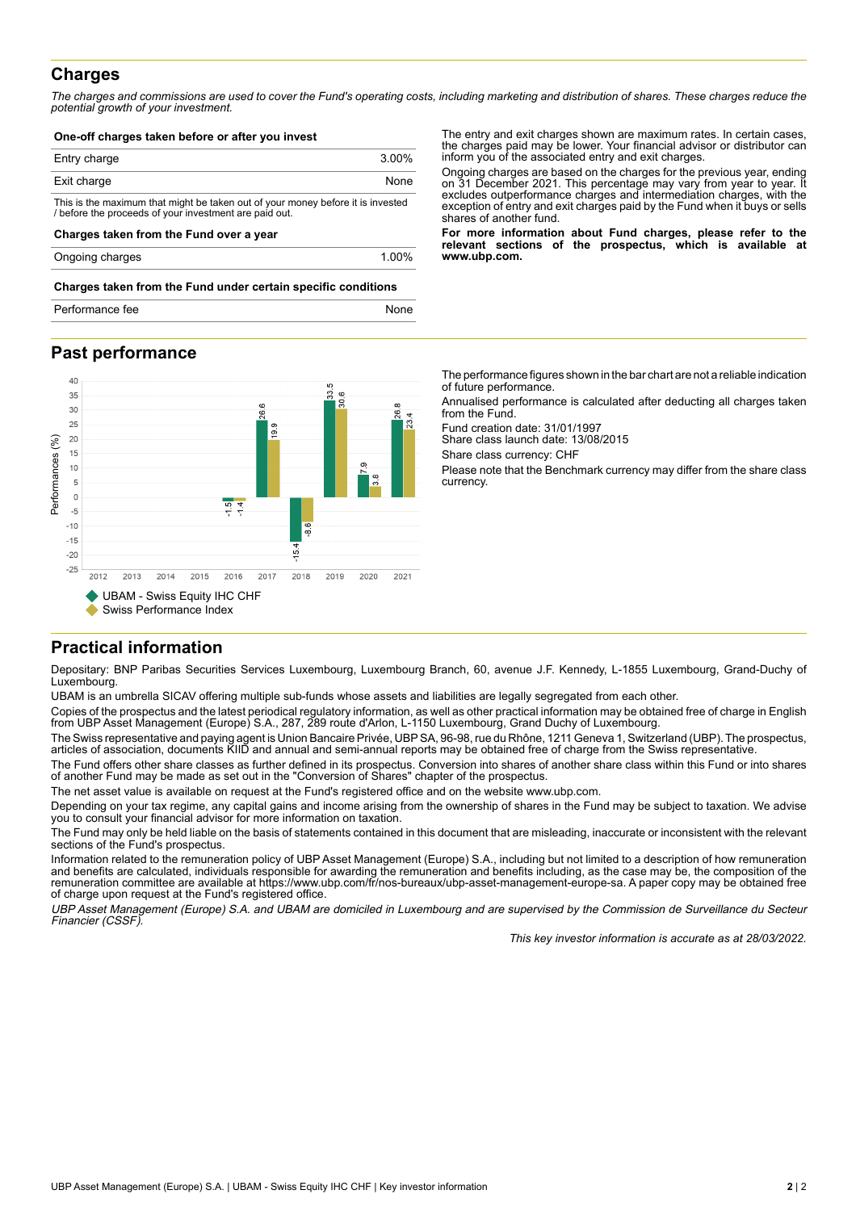## Charges

*The charges and commissions are used to cover the Fund's operating costs, including marketing and distribution of shares. These charges reduce the potential growth of your investment.*

| **One-off charges taken before or after you invest** | |
|---|---|
| Entry charge | 3.00% |
| Exit charge | None |

This is the maximum that might be taken out of your money before it is invested / before the proceeds of your investment are paid out.

| **Charges taken from the Fund over a year** | |
|---|---|
| Ongoing charges | 1.00% |

| **Charges taken from the Fund under certain specific conditions** | |
|---|---|
| Performance fee | None |

The entry and exit charges shown are maximum rates. In certain cases, the charges paid may be lower. Your financial advisor or distributor can inform you of the associated entry and exit charges.

Ongoing charges are based on the charges for the previous year, ending on 31 December 2021. This percentage may vary from year to year. It excludes outperformance charges and intermediation charges, with the exception of entry and exit charges paid by the Fund when it buys or sells shares of another fund.

**For more information about Fund charges, please refer to the relevant sections of the prospectus, which is available at www.ubp.com.**

## Past performance

Performances (%)
40 35 30 25 20 15 10 5 0 -5 -10 -15 -20 -25
2012 2013 2014 2015 2016 2017 2018 2019 2020 2021
-1.5 -1.4 26.6 19.9 -15.4 -8.6 33.5 30.6 7.9 3.8 26.8 23.4

UBAM - Swiss Equity IHC CHF
Swiss Performance Index

The performance figures shown in the bar chart are not a reliable indication of future performance.

Annualised performance is calculated after deducting all charges taken from the Fund.

Fund creation date: 31/01/1997
Share class launch date: 13/08/2015

Share class currency: CHF

Please note that the Benchmark currency may differ from the share class currency.

## Practical information

Depositary: BNP Paribas Securities Services Luxembourg, Luxembourg Branch, 60, avenue J.F. Kennedy, L-1855 Luxembourg, Grand-Duchy of Luxembourg.

UBAM is an umbrella SICAV offering multiple sub-funds whose assets and liabilities are legally segregated from each other.

Copies of the prospectus and the latest periodical regulatory information, as well as other practical information may be obtained free of charge in English from UBP Asset Management (Europe) S.A., 287, 289 route d'Arlon, L-1150 Luxembourg, Grand Duchy of Luxembourg.

The Swiss representative and paying agent is Union Bancaire Privée, UBP SA, 96-98, rue du Rhône, 1211 Geneva 1, Switzerland (UBP). The prospectus, articles of association, documents KIID and annual and semi-annual reports may be obtained free of charge from the Swiss representative.

The Fund offers other share classes as further defined in its prospectus. Conversion into shares of another share class within this Fund or into shares of another Fund may be made as set out in the "Conversion of Shares" chapter of the prospectus.

The net asset value is available on request at the Fund's registered office and on the website www.ubp.com.

Depending on your tax regime, any capital gains and income arising from the ownership of shares in the Fund may be subject to taxation. We advise you to consult your financial advisor for more information on taxation.

The Fund may only be held liable on the basis of statements contained in this document that are misleading, inaccurate or inconsistent with the relevant sections of the Fund's prospectus.

Information related to the remuneration policy of UBP Asset Management (Europe) S.A., including but not limited to a description of how remuneration and benefits are calculated, individuals responsible for awarding the remuneration and benefits including, as the case may be, the composition of the remuneration committee are available at https://www.ubp.com/fr/nos-bureaux/ubp-asset-management-europe-sa. A paper copy may be obtained free of charge upon request at the Fund's registered office.

*UBP Asset Management (Europe) S.A. and UBAM are domiciled in Luxembourg and are supervised by the Commission de Surveillance du Secteur Financier (CSSF).*

*This key investor information is accurate as at 28/03/2022.*